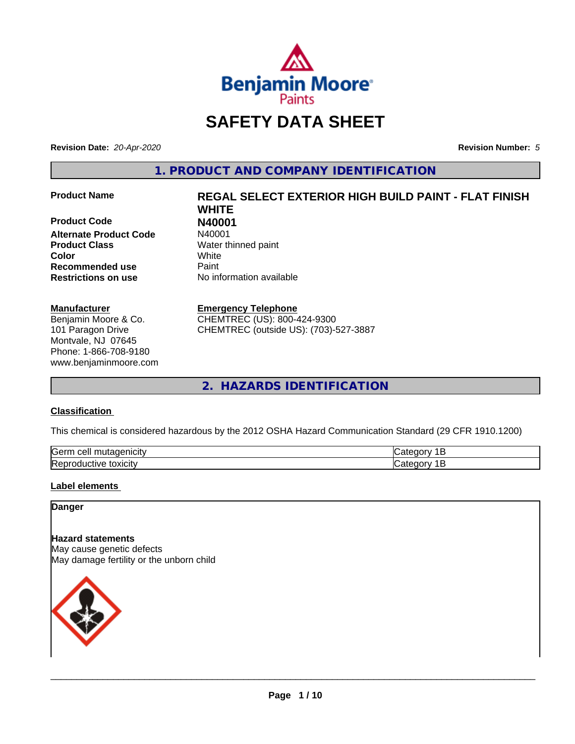# SAFETY DATA SHEET

**Revision Date:** *20-Apr-2020* **Revision Number:** *5*

## 1. PRODUCT AND COMPANY IDENTIFICATION

| | |
|---|---|
| **Product Name** | **REGAL SELECT EXTERIOR HIGH BUILD PAINT - FLAT FINISH WHITE** |
| **Product Code** | **N40001** |
| **Alternate Product Code** | N40001 |
| **Product Class** | Water thinned paint |
| **Color** | White |
| **Recommended use** | Paint |
| **Restrictions on use** | No information available |

**Manufacturer**
Benjamin Moore & Co.
101 Paragon Drive
Montvale, NJ 07645
Phone: 1-866-708-9180
www.benjaminmoore.com

**Emergency Telephone**
CHEMTREC (US): 800-424-9300
CHEMTREC (outside US): (703)-527-3887

## 2. HAZARDS IDENTIFICATION

### Classification

This chemical is considered hazardous by the 2012 OSHA Hazard Communication Standard (29 CFR 1910.1200)

| | |
|---|---|
| Germ cell mutagenicity | Category 1B |
| Reproductive toxicity | Category 1B |

### Label elements

**Danger**

**Hazard statements**
May cause genetic defects
May damage fertility or the unborn child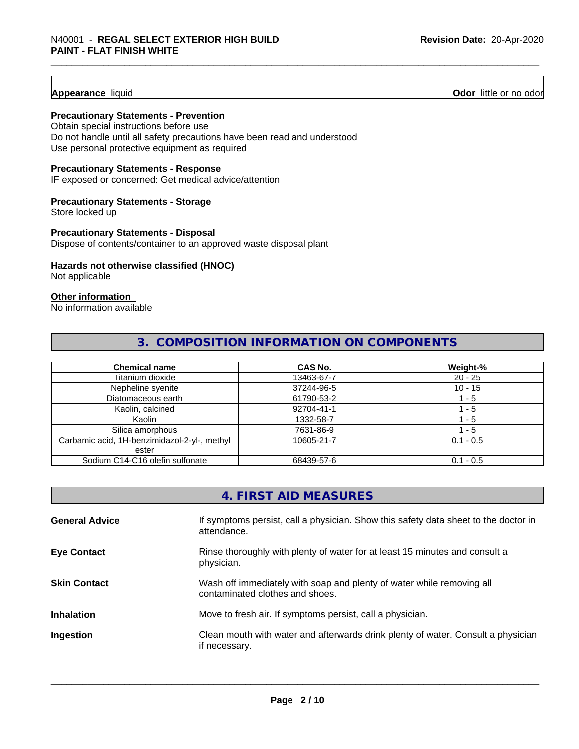**Appearance** liquid **Odor** little or no odor

**Precautionary Statements - Prevention**
Obtain special instructions before use
Do not handle until all safety precautions have been read and understood
Use personal protective equipment as required

**Precautionary Statements - Response**
IF exposed or concerned: Get medical advice/attention

**Precautionary Statements - Storage**
Store locked up

**Precautionary Statements - Disposal**
Dispose of contents/container to an approved waste disposal plant

**Hazards not otherwise classified (HNOC)**
Not applicable

**Other information**
No information available

## 3. COMPOSITION INFORMATION ON COMPONENTS

| Chemical name | CAS No. | Weight-% |
|---|---|---|
| Titanium dioxide | 13463-67-7 | 20 - 25 |
| Nepheline syenite | 37244-96-5 | 10 - 15 |
| Diatomaceous earth | 61790-53-2 | 1 - 5 |
| Kaolin, calcined | 92704-41-1 | 1 - 5 |
| Kaolin | 1332-58-7 | 1 - 5 |
| Silica amorphous | 7631-86-9 | 1 - 5 |
| Carbamic acid, 1H-benzimidazol-2-yl-, methyl ester | 10605-21-7 | 0.1 - 0.5 |
| Sodium C14-C16 olefin sulfonate | 68439-57-6 | 0.1 - 0.5 |

## 4. FIRST AID MEASURES

**General Advice** If symptoms persist, call a physician. Show this safety data sheet to the doctor in attendance.

**Eye Contact** Rinse thoroughly with plenty of water for at least 15 minutes and consult a physician.

**Skin Contact** Wash off immediately with soap and plenty of water while removing all contaminated clothes and shoes.

**Inhalation** Move to fresh air. If symptoms persist, call a physician.

**Ingestion** Clean mouth with water and afterwards drink plenty of water. Consult a physician if necessary.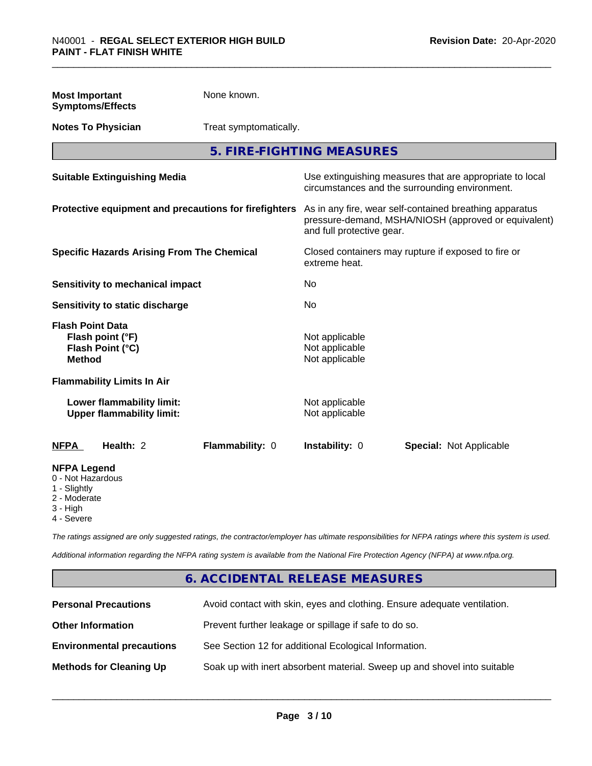| | |
|---|---|
| **Most Important Symptoms/Effects** | None known. |
| **Notes To Physician** | Treat symptomatically. |

## 5. FIRE-FIGHTING MEASURES

| | |
|---|---|
| **Suitable Extinguishing Media** | Use extinguishing measures that are appropriate to local circumstances and the surrounding environment. |
| **Protective equipment and precautions for firefighters** | As in any fire, wear self-contained breathing apparatus pressure-demand, MSHA/NIOSH (approved or equivalent) and full protective gear. |
| **Specific Hazards Arising From The Chemical** | Closed containers may rupture if exposed to fire or extreme heat. |
| **Sensitivity to mechanical impact** | No |
| **Sensitivity to static discharge** | No |

**Flash Point Data**

| | |
|---|---|
| **Flash point (°F)** | Not applicable |
| **Flash Point (°C)** | Not applicable |
| **Method** | Not applicable |

**Flammability Limits In Air**

| | |
|---|---|
| **Lower flammability limit:** | Not applicable |
| **Upper flammability limit:** | Not applicable |

| NFPA | Health: 2 | Flammability: 0 | Instability: 0 | Special: Not Applicable |
|---|---|---|---|---|

**NFPA Legend**
- 0 - Not Hazardous
- 1 - Slightly
- 2 - Moderate
- 3 - High
- 4 - Severe

*The ratings assigned are only suggested ratings, the contractor/employer has ultimate responsibilities for NFPA ratings where this system is used.*

*Additional information regarding the NFPA rating system is available from the National Fire Protection Agency (NFPA) at www.nfpa.org.*

## 6. ACCIDENTAL RELEASE MEASURES

| | |
|---|---|
| **Personal Precautions** | Avoid contact with skin, eyes and clothing. Ensure adequate ventilation. |
| **Other Information** | Prevent further leakage or spillage if safe to do so. |
| **Environmental precautions** | See Section 12 for additional Ecological Information. |
| **Methods for Cleaning Up** | Soak up with inert absorbent material. Sweep up and shovel into suitable |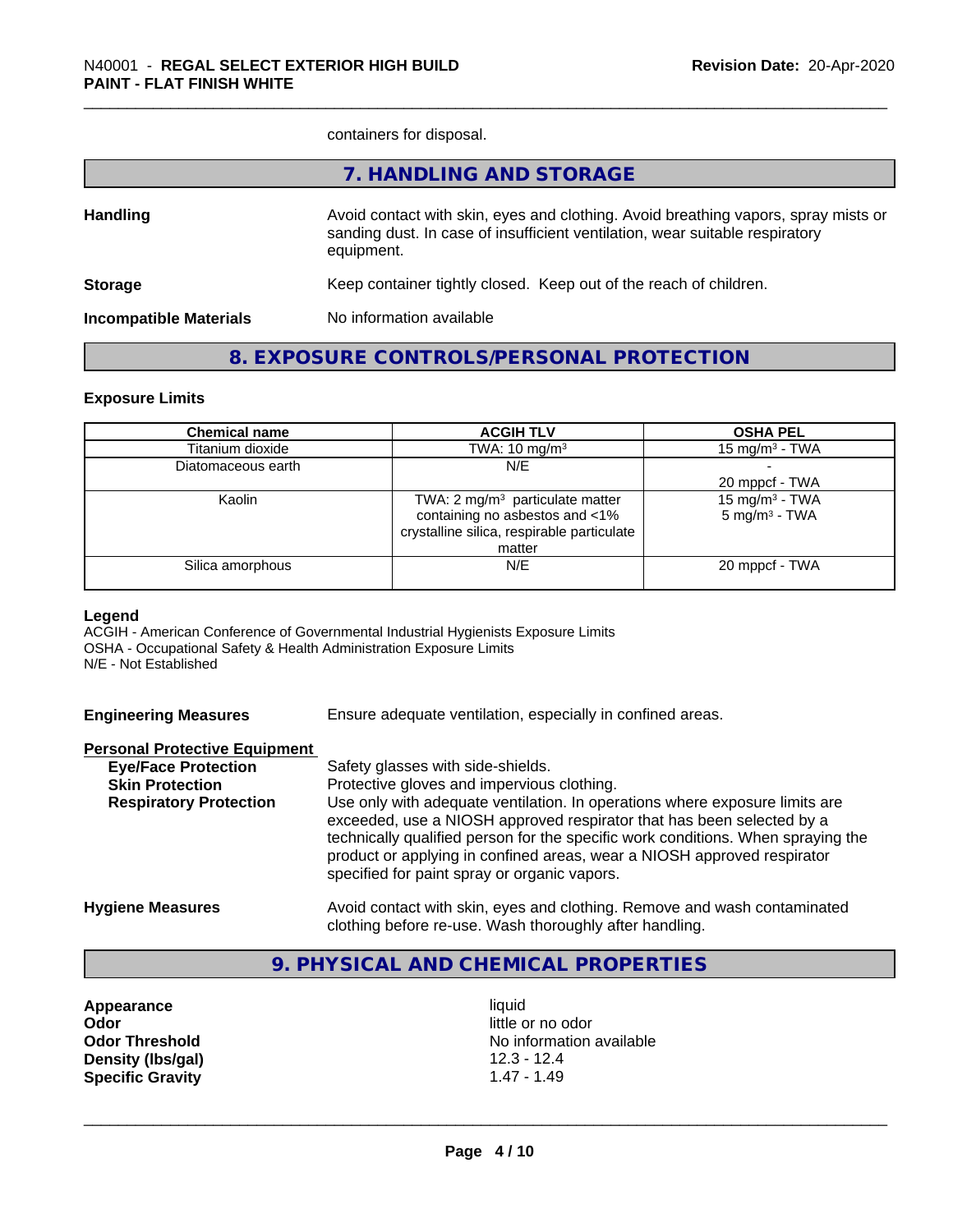containers for disposal.

## 7. HANDLING AND STORAGE

**Handling** Avoid contact with skin, eyes and clothing. Avoid breathing vapors, spray mists or sanding dust. In case of insufficient ventilation, wear suitable respiratory equipment.

**Storage** Keep container tightly closed. Keep out of the reach of children.

**Incompatible Materials** No information available

## 8. EXPOSURE CONTROLS/PERSONAL PROTECTION

### Exposure Limits

| Chemical name | ACGIH TLV | OSHA PEL |
|---|---|---|
| Titanium dioxide | TWA: 10 mg/m³ | 15 mg/m³ - TWA |
| Diatomaceous earth | N/E | - <br> 20 mppcf - TWA |
| Kaolin | TWA: 2 mg/m³ particulate matter containing no asbestos and <1% crystalline silica, respirable particulate matter | 15 mg/m³ - TWA <br> 5 mg/m³ - TWA |
| Silica amorphous | N/E | 20 mppcf - TWA |

**Legend**
ACGIH - American Conference of Governmental Industrial Hygienists Exposure Limits
OSHA - Occupational Safety & Health Administration Exposure Limits
N/E - Not Established

**Engineering Measures** Ensure adequate ventilation, especially in confined areas.

**Personal Protective Equipment**

**Eye/Face Protection** Safety glasses with side-shields.

**Skin Protection** Protective gloves and impervious clothing.

**Respiratory Protection** Use only with adequate ventilation. In operations where exposure limits are exceeded, use a NIOSH approved respirator that has been selected by a technically qualified person for the specific work conditions. When spraying the product or applying in confined areas, wear a NIOSH approved respirator specified for paint spray or organic vapors.

**Hygiene Measures** Avoid contact with skin, eyes and clothing. Remove and wash contaminated clothing before re-use. Wash thoroughly after handling.

## 9. PHYSICAL AND CHEMICAL PROPERTIES

**Appearance** liquid
**Odor** little or no odor
**Odor Threshold** No information available
**Density (lbs/gal)** 12.3 - 12.4
**Specific Gravity** 1.47 - 1.49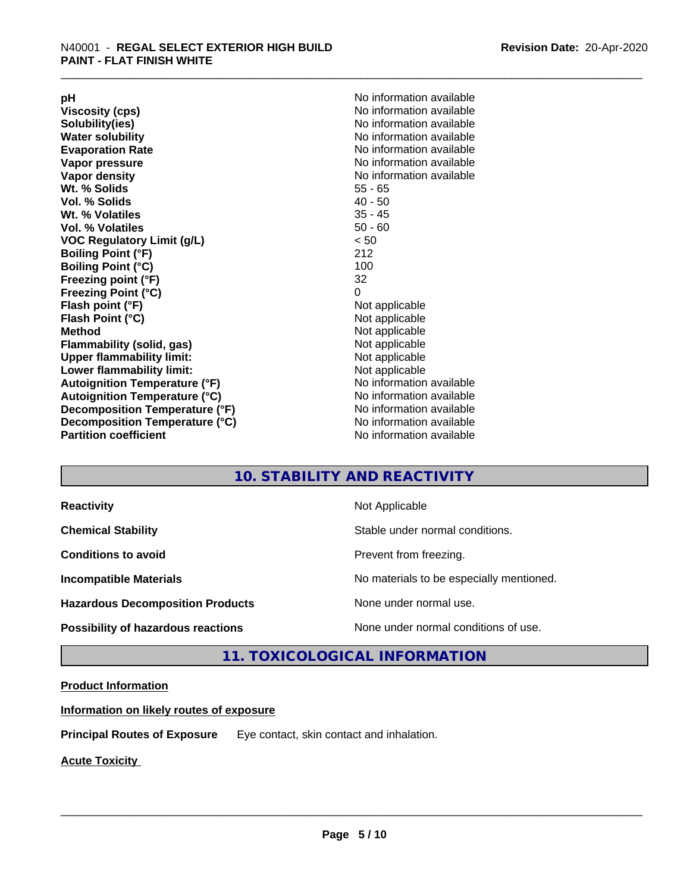| | |
|---|---|
| **pH** | No information available |
| **Viscosity (cps)** | No information available |
| **Solubility(ies)** | No information available |
| **Water solubility** | No information available |
| **Evaporation Rate** | No information available |
| **Vapor pressure** | No information available |
| **Vapor density** | No information available |
| **Wt. % Solids** | 55 - 65 |
| **Vol. % Solids** | 40 - 50 |
| **Wt. % Volatiles** | 35 - 45 |
| **Vol. % Volatiles** | 50 - 60 |
| **VOC Regulatory Limit (g/L)** | < 50 |
| **Boiling Point (°F)** | 212 |
| **Boiling Point (°C)** | 100 |
| **Freezing point (°F)** | 32 |
| **Freezing Point (°C)** | 0 |
| **Flash point (°F)** | Not applicable |
| **Flash Point (°C)** | Not applicable |
| **Method** | Not applicable |
| **Flammability (solid, gas)** | Not applicable |
| **Upper flammability limit:** | Not applicable |
| **Lower flammability limit:** | Not applicable |
| **Autoignition Temperature (°F)** | No information available |
| **Autoignition Temperature (°C)** | No information available |
| **Decomposition Temperature (°F)** | No information available |
| **Decomposition Temperature (°C)** | No information available |
| **Partition coefficient** | No information available |

## 10. STABILITY AND REACTIVITY

| | |
|---|---|
| **Reactivity** | Not Applicable |
| **Chemical Stability** | Stable under normal conditions. |
| **Conditions to avoid** | Prevent from freezing. |
| **Incompatible Materials** | No materials to be especially mentioned. |
| **Hazardous Decomposition Products** | None under normal use. |
| **Possibility of hazardous reactions** | None under normal conditions of use. |

## 11. TOXICOLOGICAL INFORMATION

**Product Information**

**Information on likely routes of exposure**

**Principal Routes of Exposure** Eye contact, skin contact and inhalation.

**Acute Toxicity**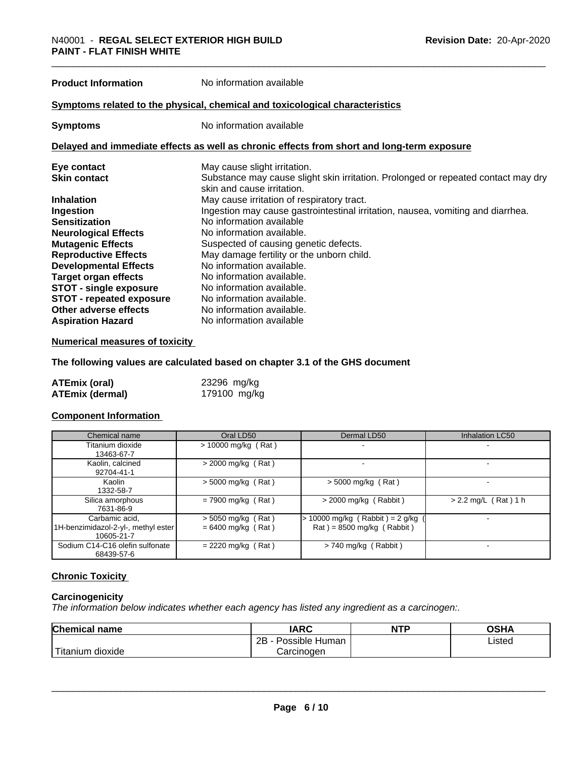**Product Information** No information available

**Symptoms related to the physical, chemical and toxicological characteristics**

**Symptoms** No information available

**Delayed and immediate effects as well as chronic effects from short and long-term exposure**

| | |
|---|---|
| **Eye contact** | May cause slight irritation. |
| **Skin contact** | Substance may cause slight skin irritation. Prolonged or repeated contact may dry skin and cause irritation. |
| **Inhalation** | May cause irritation of respiratory tract. |
| **Ingestion** | Ingestion may cause gastrointestinal irritation, nausea, vomiting and diarrhea. |
| **Sensitization** | No information available |
| **Neurological Effects** | No information available. |
| **Mutagenic Effects** | Suspected of causing genetic defects. |
| **Reproductive Effects** | May damage fertility or the unborn child. |
| **Developmental Effects** | No information available. |
| **Target organ effects** | No information available. |
| **STOT - single exposure** | No information available. |
| **STOT - repeated exposure** | No information available. |
| **Other adverse effects** | No information available. |
| **Aspiration Hazard** | No information available |

**Numerical measures of toxicity**

**The following values are calculated based on chapter 3.1 of the GHS document**

| | |
|---|---|
| **ATEmix (oral)** | 23296 mg/kg |
| **ATEmix (dermal)** | 179100 mg/kg |

**Component Information**

| Chemical name | Oral LD50 | Dermal LD50 | Inhalation LC50 |
|---|---|---|---|
| Titanium dioxide 13463-67-7 | > 10000 mg/kg ( Rat ) | - | - |
| Kaolin, calcined 92704-41-1 | > 2000 mg/kg ( Rat ) | - | - |
| Kaolin 1332-58-7 | > 5000 mg/kg ( Rat ) | > 5000 mg/kg ( Rat ) | - |
| Silica amorphous 7631-86-9 | = 7900 mg/kg ( Rat ) | > 2000 mg/kg ( Rabbit ) | > 2.2 mg/L ( Rat ) 1 h |
| Carbamic acid, 1H-benzimidazol-2-yl-, methyl ester 10605-21-7 | > 5050 mg/kg ( Rat ) = 6400 mg/kg ( Rat ) | > 10000 mg/kg ( Rabbit ) = 2 g/kg ( Rat ) = 8500 mg/kg ( Rabbit ) | - |
| Sodium C14-C16 olefin sulfonate 68439-57-6 | = 2220 mg/kg ( Rat ) | > 740 mg/kg ( Rabbit ) | - |

**Chronic Toxicity**

**Carcinogenicity**

*The information below indicates whether each agency has listed any ingredient as a carcinogen:.*

| Chemical name | IARC | NTP | OSHA |
|---|---|---|---|
| Titanium dioxide | 2B - Possible Human Carcinogen | | Listed |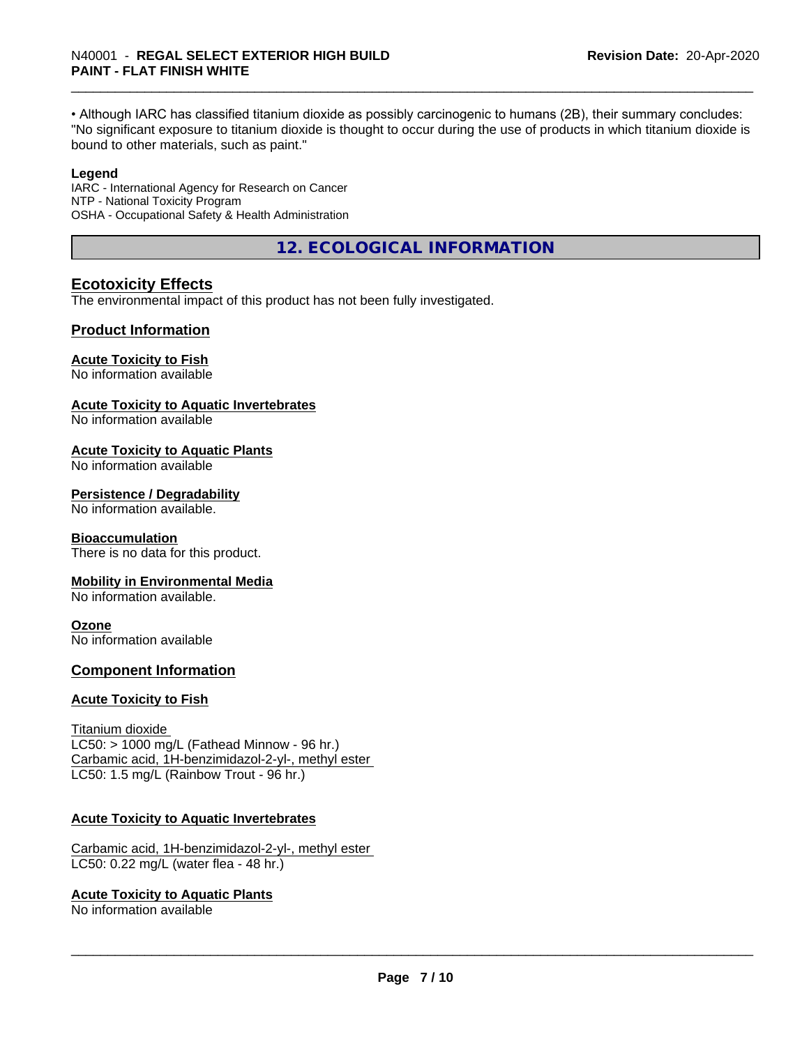• Although IARC has classified titanium dioxide as possibly carcinogenic to humans (2B), their summary concludes: "No significant exposure to titanium dioxide is thought to occur during the use of products in which titanium dioxide is bound to other materials, such as paint."

**Legend**

IARC - International Agency for Research on Cancer
NTP - National Toxicity Program
OSHA - Occupational Safety & Health Administration

## 12. ECOLOGICAL INFORMATION

### Ecotoxicity Effects

The environmental impact of this product has not been fully investigated.

### Product Information

**Acute Toxicity to Fish**

No information available

**Acute Toxicity to Aquatic Invertebrates**

No information available

**Acute Toxicity to Aquatic Plants**

No information available

**Persistence / Degradability**

No information available.

**Bioaccumulation**

There is no data for this product.

**Mobility in Environmental Media**

No information available.

**Ozone**

No information available

### Component Information

**Acute Toxicity to Fish**

Titanium dioxide
LC50: > 1000 mg/L (Fathead Minnow - 96 hr.)
Carbamic acid, 1H-benzimidazol-2-yl-, methyl ester
LC50: 1.5 mg/L (Rainbow Trout - 96 hr.)

**Acute Toxicity to Aquatic Invertebrates**

Carbamic acid, 1H-benzimidazol-2-yl-, methyl ester
LC50: 0.22 mg/L (water flea - 48 hr.)

**Acute Toxicity to Aquatic Plants**

No information available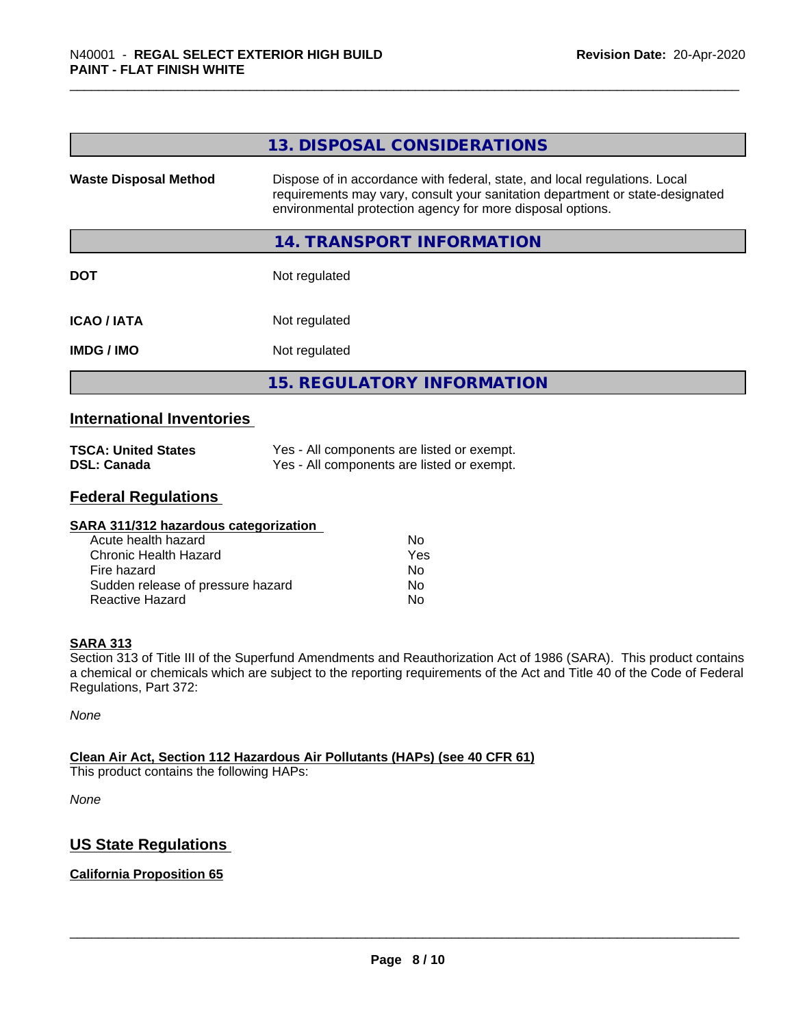## 13. DISPOSAL CONSIDERATIONS

| | |
|---|---|
| **Waste Disposal Method** | Dispose of in accordance with federal, state, and local regulations. Local requirements may vary, consult your sanitation department or state-designated environmental protection agency for more disposal options. |

## 14. TRANSPORT INFORMATION

| | |
|---|---|
| **DOT** | Not regulated |
| **ICAO / IATA** | Not regulated |
| **IMDG / IMO** | Not regulated |

## 15. REGULATORY INFORMATION

### International Inventories

| | |
|---|---|
| **TSCA: United States** | Yes - All components are listed or exempt. |
| **DSL: Canada** | Yes - All components are listed or exempt. |

### Federal Regulations

**SARA 311/312 hazardous categorization**

| | |
|---|---|
| Acute health hazard | No |
| Chronic Health Hazard | Yes |
| Fire hazard | No |
| Sudden release of pressure hazard | No |
| Reactive Hazard | No |

**SARA 313**

Section 313 of Title III of the Superfund Amendments and Reauthorization Act of 1986 (SARA). This product contains a chemical or chemicals which are subject to the reporting requirements of the Act and Title 40 of the Code of Federal Regulations, Part 372:

*None*

**Clean Air Act, Section 112 Hazardous Air Pollutants (HAPs) (see 40 CFR 61)**

This product contains the following HAPs:

*None*

### US State Regulations

**California Proposition 65**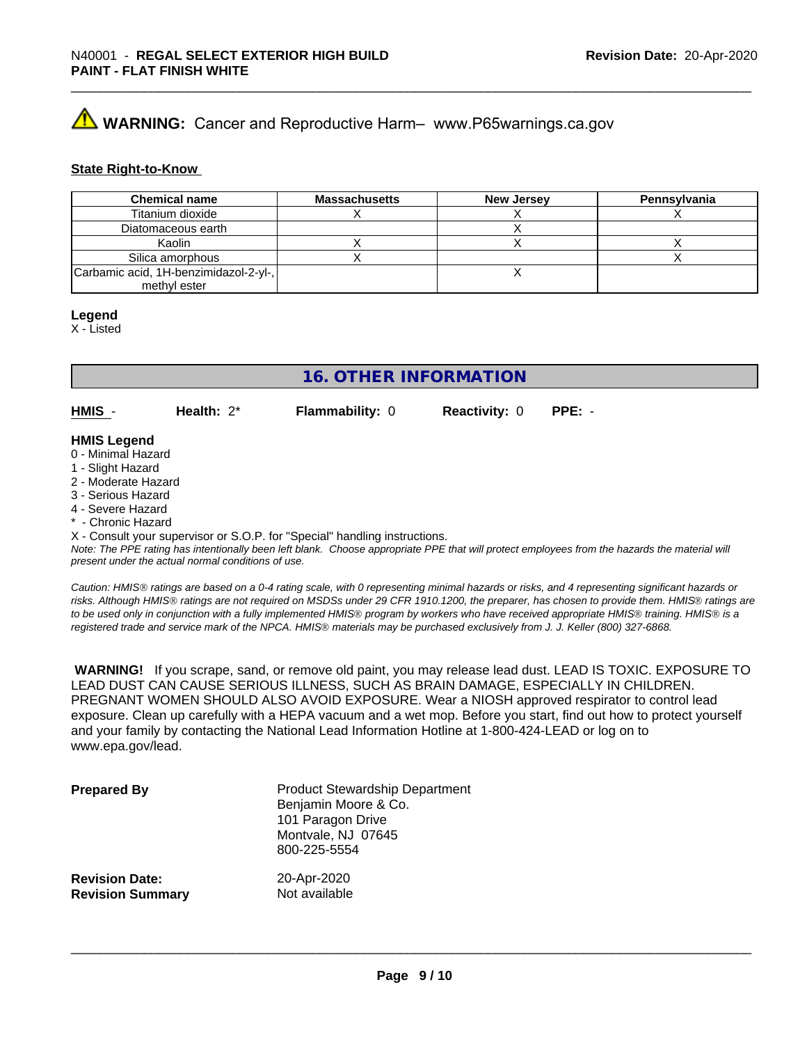⚠ **WARNING:** Cancer and Reproductive Harm– www.P65warnings.ca.gov

**State Right-to-Know**

| Chemical name | Massachusetts | New Jersey | Pennsylvania |
| --- | --- | --- | --- |
| Titanium dioxide | X | X | X |
| Diatomaceous earth | | X | |
| Kaolin | X | X | X |
| Silica amorphous | X | | X |
| Carbamic acid, 1H-benzimidazol-2-yl-, methyl ester | | X | |

**Legend**
X - Listed

## 16. OTHER INFORMATION

**HMIS** - **Health:** 2* **Flammability:** 0 **Reactivity:** 0 **PPE:** -

**HMIS Legend**
0 - Minimal Hazard
1 - Slight Hazard
2 - Moderate Hazard
3 - Serious Hazard
4 - Severe Hazard
* - Chronic Hazard
X - Consult your supervisor or S.O.P. for "Special" handling instructions.
*Note: The PPE rating has intentionally been left blank. Choose appropriate PPE that will protect employees from the hazards the material will present under the actual normal conditions of use.*

*Caution: HMIS® ratings are based on a 0-4 rating scale, with 0 representing minimal hazards or risks, and 4 representing significant hazards or risks. Although HMIS® ratings are not required on MSDSs under 29 CFR 1910.1200, the preparer, has chosen to provide them. HMIS® ratings are to be used only in conjunction with a fully implemented HMIS® program by workers who have received appropriate HMIS® training. HMIS® is a registered trade and service mark of the NPCA. HMIS® materials may be purchased exclusively from J. J. Keller (800) 327-6868.*

**WARNING!** If you scrape, sand, or remove old paint, you may release lead dust. LEAD IS TOXIC. EXPOSURE TO LEAD DUST CAN CAUSE SERIOUS ILLNESS, SUCH AS BRAIN DAMAGE, ESPECIALLY IN CHILDREN. PREGNANT WOMEN SHOULD ALSO AVOID EXPOSURE. Wear a NIOSH approved respirator to control lead exposure. Clean up carefully with a HEPA vacuum and a wet mop. Before you start, find out how to protect yourself and your family by contacting the National Lead Information Hotline at 1-800-424-LEAD or log on to www.epa.gov/lead.

**Prepared By**
Product Stewardship Department
Benjamin Moore & Co.
101 Paragon Drive
Montvale, NJ 07645
800-225-5554

**Revision Date:** 20-Apr-2020
**Revision Summary** Not available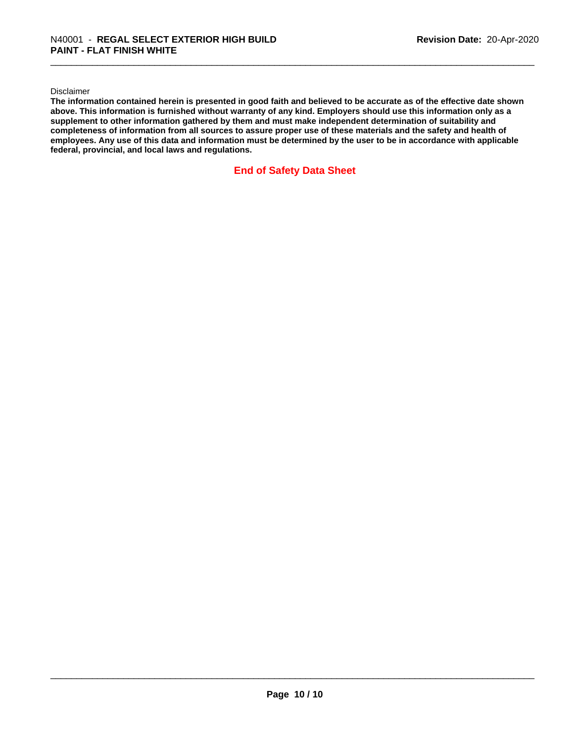Disclaimer

**The information contained herein is presented in good faith and believed to be accurate as of the effective date shown above. This information is furnished without warranty of any kind. Employers should use this information only as a supplement to other information gathered by them and must make independent determination of suitability and completeness of information from all sources to assure proper use of these materials and the safety and health of employees. Any use of this data and information must be determined by the user to be in accordance with applicable federal, provincial, and local laws and regulations.**

**End of Safety Data Sheet**